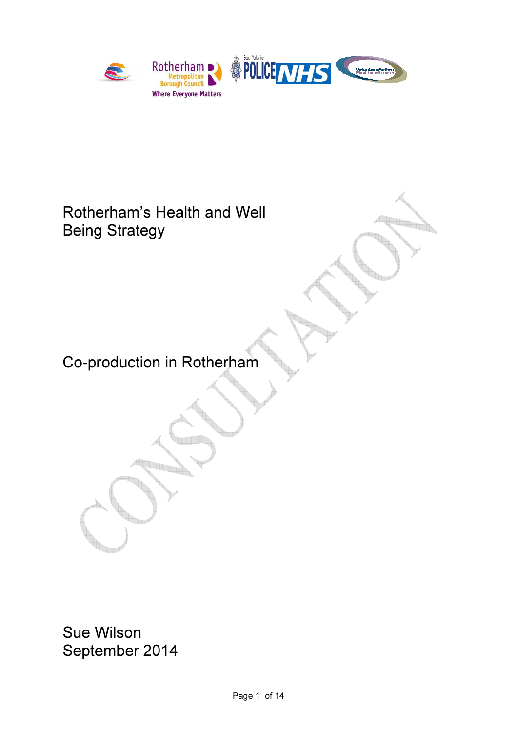# Rotherham's Health and Well Being Strategy

## Co-production in Rotherham

Sue Wilson
September 2014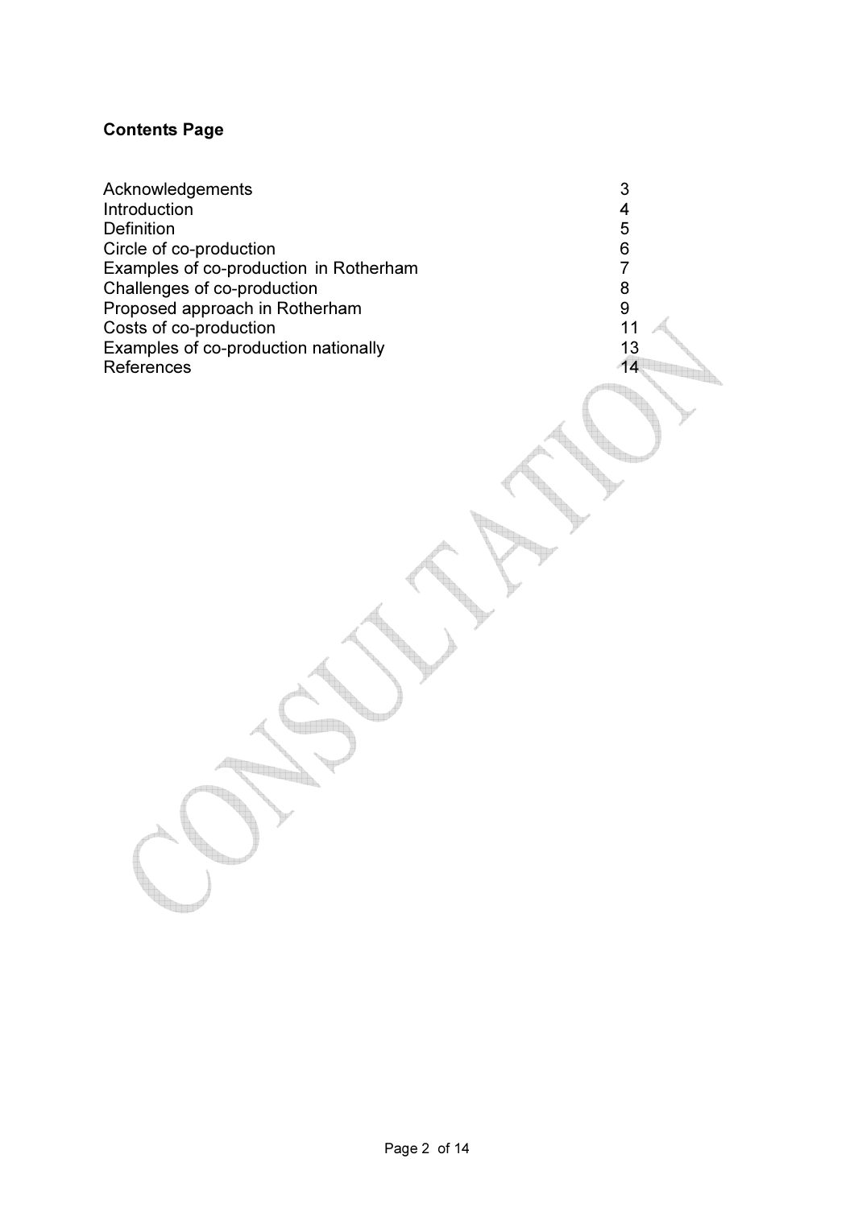**Contents Page**

| | |
|---|---|
| Acknowledgements | 3 |
| Introduction | 4 |
| Definition | 5 |
| Circle of co-production | 6 |
| Examples of co-production in Rotherham | 7 |
| Challenges of co-production | 8 |
| Proposed approach in Rotherham | 9 |
| Costs of co-production | 11 |
| Examples of co-production nationally | 13 |
| References | 14 |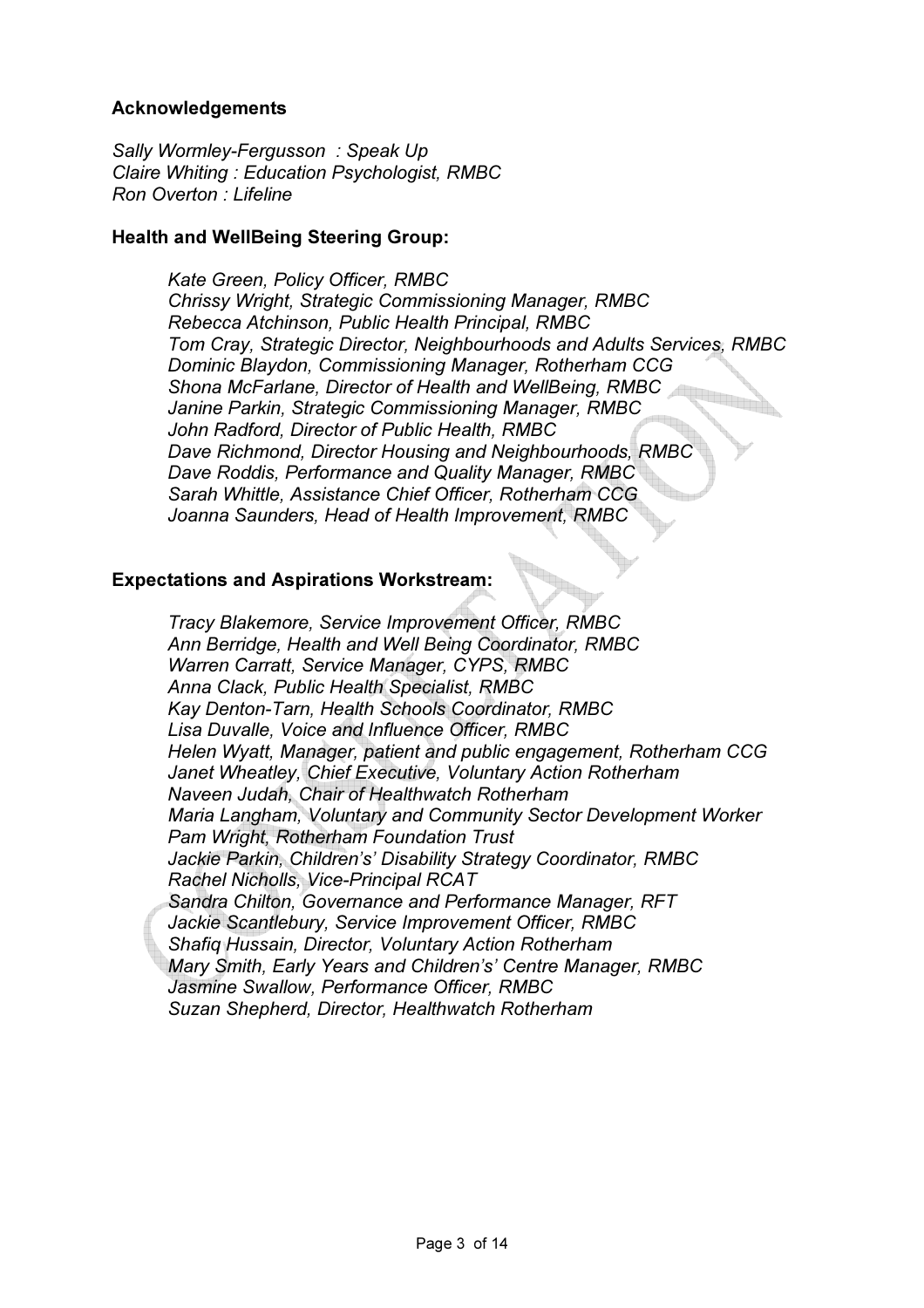### Acknowledgements

*Sally Wormley-Fergusson : Speak Up*
*Claire Whiting : Education Psychologist, RMBC*
*Ron Overton : Lifeline*

### Health and WellBeing Steering Group:

*Kate Green, Policy Officer, RMBC*
*Chrissy Wright, Strategic Commissioning Manager, RMBC*
*Rebecca Atchinson, Public Health Principal, RMBC*
*Tom Cray, Strategic Director, Neighbourhoods and Adults Services, RMBC*
*Dominic Blaydon, Commissioning Manager, Rotherham CCG*
*Shona McFarlane, Director of Health and WellBeing, RMBC*
*Janine Parkin, Strategic Commissioning Manager, RMBC*
*John Radford, Director of Public Health, RMBC*
*Dave Richmond, Director Housing and Neighbourhoods, RMBC*
*Dave Roddis, Performance and Quality Manager, RMBC*
*Sarah Whittle, Assistance Chief Officer, Rotherham CCG*
*Joanna Saunders, Head of Health Improvement, RMBC*

### Expectations and Aspirations Workstream:

*Tracy Blakemore, Service Improvement Officer, RMBC*
*Ann Berridge, Health and Well Being Coordinator, RMBC*
*Warren Carratt, Service Manager, CYPS, RMBC*
*Anna Clack, Public Health Specialist, RMBC*
*Kay Denton-Tarn, Health Schools Coordinator, RMBC*
*Lisa Duvalle, Voice and Influence Officer, RMBC*
*Helen Wyatt, Manager, patient and public engagement, Rotherham CCG*
*Janet Wheatley, Chief Executive, Voluntary Action Rotherham*
*Naveen Judah, Chair of Healthwatch Rotherham*
*Maria Langham, Voluntary and Community Sector Development Worker*
*Pam Wright, Rotherham Foundation Trust*
*Jackie Parkin, Children's' Disability Strategy Coordinator, RMBC*
*Rachel Nicholls, Vice-Principal RCAT*
*Sandra Chilton, Governance and Performance Manager, RFT*
*Jackie Scantlebury, Service Improvement Officer, RMBC*
*Shafiq Hussain, Director, Voluntary Action Rotherham*
*Mary Smith, Early Years and Children's' Centre Manager, RMBC*
*Jasmine Swallow, Performance Officer, RMBC*
*Suzan Shepherd, Director, Healthwatch Rotherham*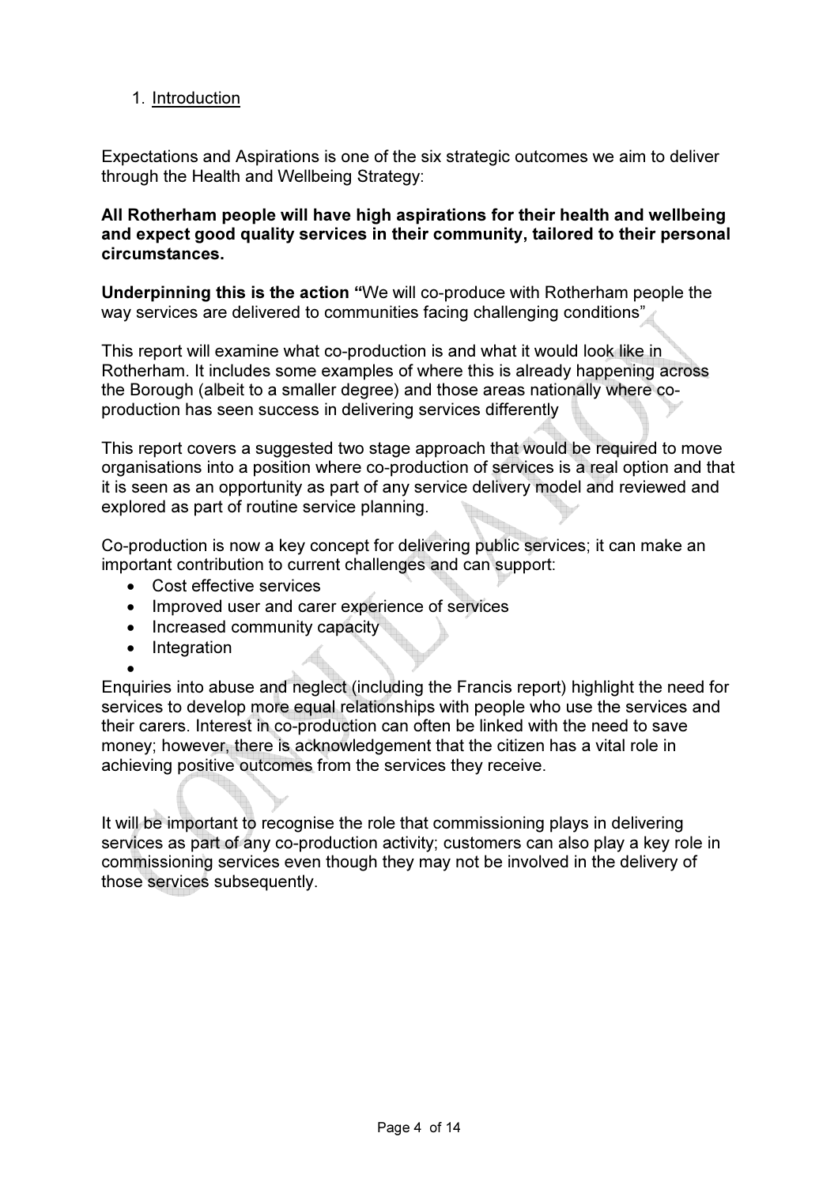1. Introduction

Expectations and Aspirations is one of the six strategic outcomes we aim to deliver through the Health and Wellbeing Strategy:

**All Rotherham people will have high aspirations for their health and wellbeing and expect good quality services in their community, tailored to their personal circumstances.**

**Underpinning this is the action "**We will co-produce with Rotherham people the way services are delivered to communities facing challenging conditions"

This report will examine what co-production is and what it would look like in Rotherham. It includes some examples of where this is already happening across the Borough (albeit to a smaller degree) and those areas nationally where co-production has seen success in delivering services differently

This report covers a suggested two stage approach that would be required to move organisations into a position where co-production of services is a real option and that it is seen as an opportunity as part of any service delivery model and reviewed and explored as part of routine service planning.

Co-production is now a key concept for delivering public services; it can make an important contribution to current challenges and can support:

- Cost effective services
- Improved user and carer experience of services
- Increased community capacity
- Integration

Enquiries into abuse and neglect (including the Francis report) highlight the need for services to develop more equal relationships with people who use the services and their carers. Interest in co-production can often be linked with the need to save money; however, there is acknowledgement that the citizen has a vital role in achieving positive outcomes from the services they receive.

It will be important to recognise the role that commissioning plays in delivering services as part of any co-production activity; customers can also play a key role in commissioning services even though they may not be involved in the delivery of those services subsequently.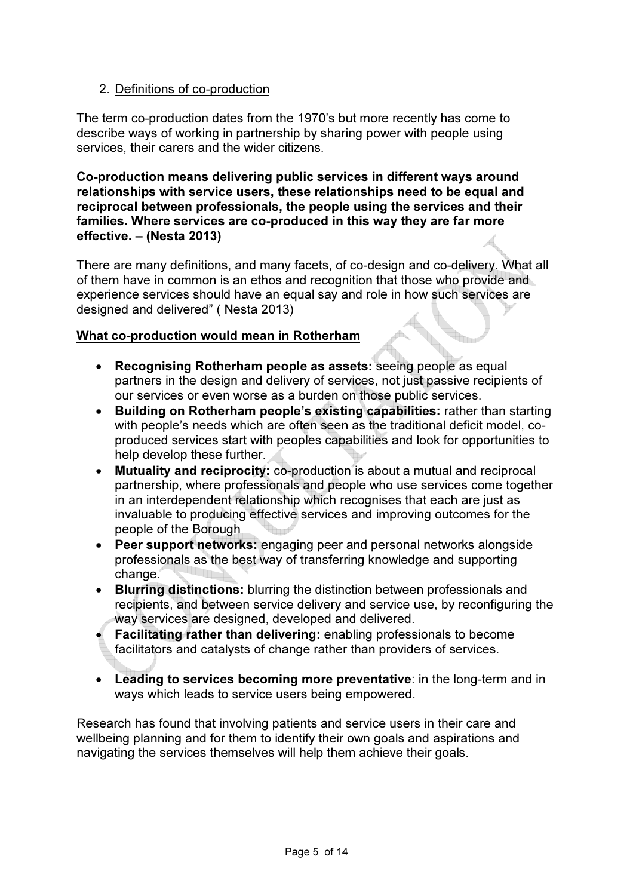2. Definitions of co-production

The term co-production dates from the 1970's but more recently has come to describe ways of working in partnership by sharing power with people using services, their carers and the wider citizens.

**Co-production means delivering public services in different ways around relationships with service users, these relationships need to be equal and reciprocal between professionals, the people using the services and their families. Where services are co-produced in this way they are far more effective. – (Nesta 2013)**

There are many definitions, and many facets, of co-design and co-delivery. What all of them have in common is an ethos and recognition that those who provide and experience services should have an equal say and role in how such services are designed and delivered" ( Nesta 2013)

**What co-production would mean in Rotherham**

- **Recognising Rotherham people as assets:** seeing people as equal partners in the design and delivery of services, not just passive recipients of our services or even worse as a burden on those public services.
- **Building on Rotherham people's existing capabilities:** rather than starting with people's needs which are often seen as the traditional deficit model, co-produced services start with peoples capabilities and look for opportunities to help develop these further.
- **Mutuality and reciprocity:** co-production is about a mutual and reciprocal partnership, where professionals and people who use services come together in an interdependent relationship which recognises that each are just as invaluable to producing effective services and improving outcomes for the people of the Borough
- **Peer support networks:** engaging peer and personal networks alongside professionals as the best way of transferring knowledge and supporting change.
- **Blurring distinctions:** blurring the distinction between professionals and recipients, and between service delivery and service use, by reconfiguring the way services are designed, developed and delivered.
- **Facilitating rather than delivering:** enabling professionals to become facilitators and catalysts of change rather than providers of services.
- **Leading to services becoming more preventative**: in the long-term and in ways which leads to service users being empowered.

Research has found that involving patients and service users in their care and wellbeing planning and for them to identify their own goals and aspirations and navigating the services themselves will help them achieve their goals.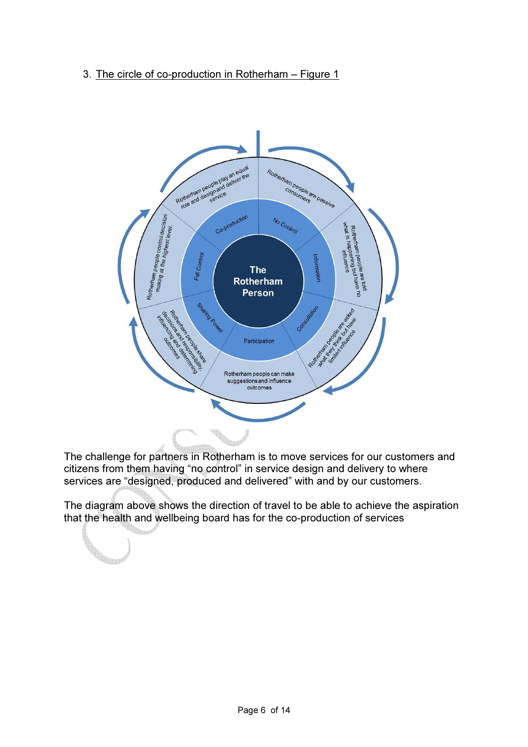## 3. The circle of co-production in Rotherham – Figure 1

The Rotherham Person

No Control – Rotherham people are passive consumers

Information – Rotherham people are told what is happening but have no influence

Consultation – Rotherham people are asked what they think but have limited influence

Participation – Rotherham people can make suggestions and influence outcomes

Sharing Power – Rotherham people share decisions and responsibility, influencing and determining outcomes

Full Control – Rotherham people control decision making at the highest level.

Co-production – Rotherham people play an equal role and design and deliver the service

The challenge for partners in Rotherham is to move services for our customers and citizens from them having "no control" in service design and delivery to where services are "designed, produced and delivered" with and by our customers.

The diagram above shows the direction of travel to be able to achieve the aspiration that the health and wellbeing board has for the co-production of services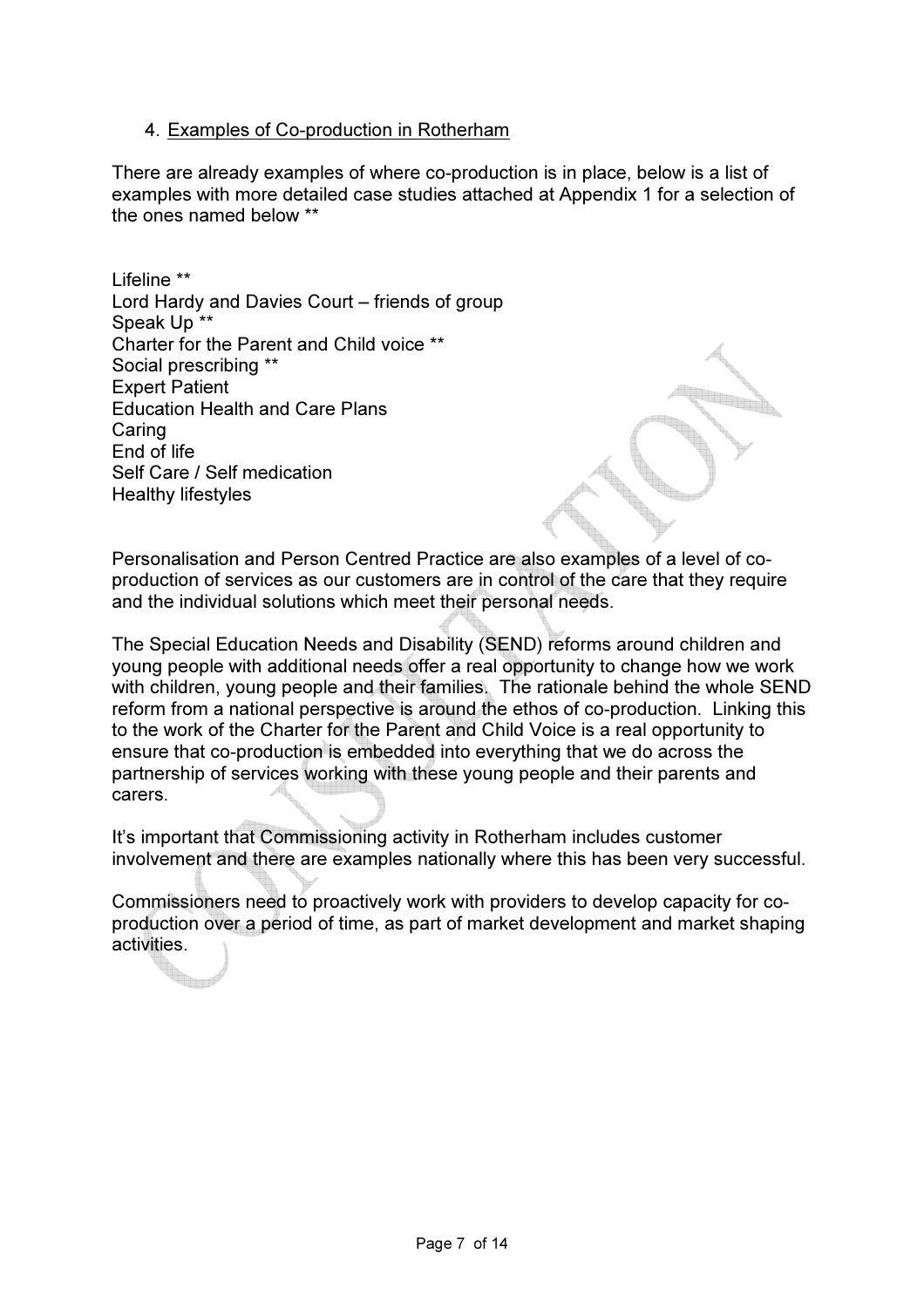## 4. Examples of Co-production in Rotherham

There are already examples of where co-production is in place, below is a list of examples with more detailed case studies attached at Appendix 1 for a selection of the ones named below **

Lifeline **
Lord Hardy and Davies Court – friends of group
Speak Up **
Charter for the Parent and Child voice **
Social prescribing **
Expert Patient
Education Health and Care Plans
Caring
End of life
Self Care / Self medication
Healthy lifestyles

Personalisation and Person Centred Practice are also examples of a level of co-production of services as our customers are in control of the care that they require and the individual solutions which meet their personal needs.

The Special Education Needs and Disability (SEND) reforms around children and young people with additional needs offer a real opportunity to change how we work with children, young people and their families. The rationale behind the whole SEND reform from a national perspective is around the ethos of co-production. Linking this to the work of the Charter for the Parent and Child Voice is a real opportunity to ensure that co-production is embedded into everything that we do across the partnership of services working with these young people and their parents and carers.

It's important that Commissioning activity in Rotherham includes customer involvement and there are examples nationally where this has been very successful.

Commissioners need to proactively work with providers to develop capacity for co-production over a period of time, as part of market development and market shaping activities.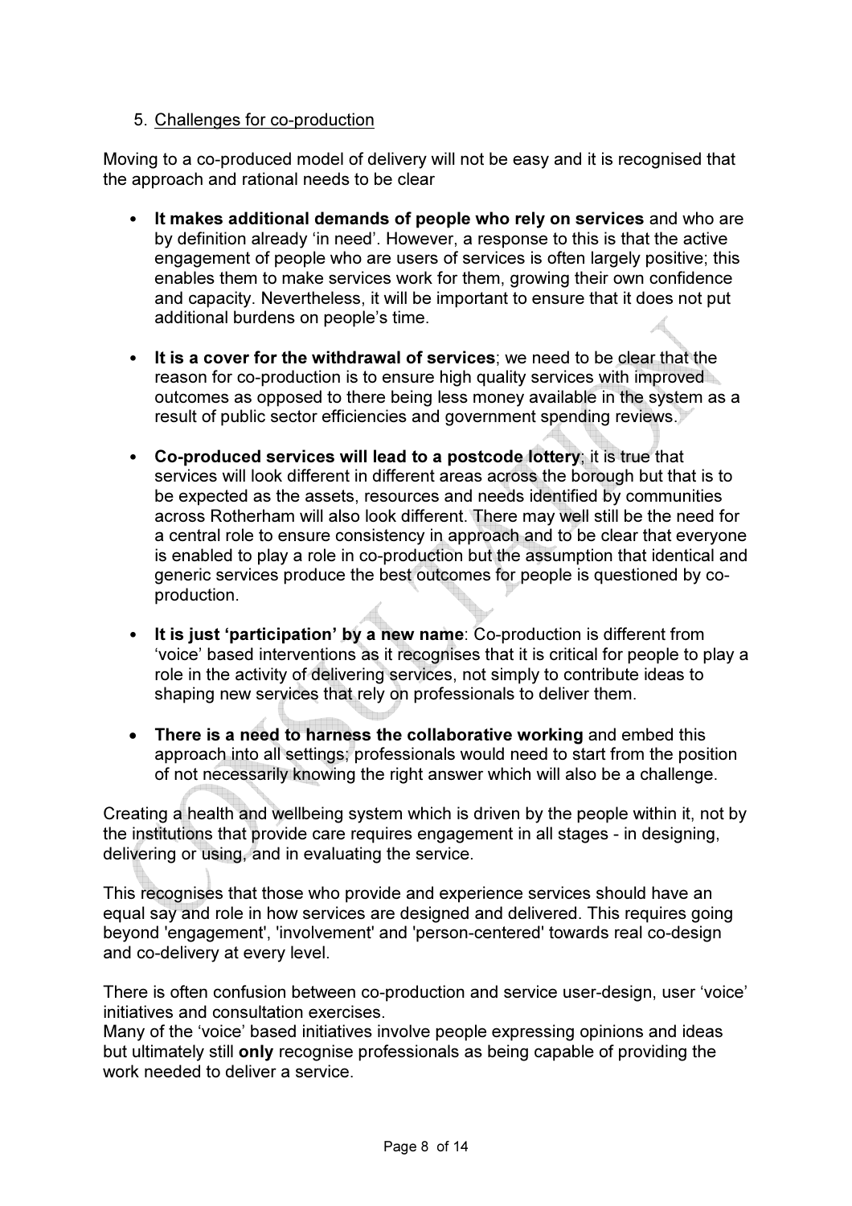5. <u>Challenges for co-production</u>

Moving to a co-produced model of delivery will not be easy and it is recognised that the approach and rational needs to be clear

- **It makes additional demands of people who rely on services** and who are by definition already 'in need'. However, a response to this is that the active engagement of people who are users of services is often largely positive; this enables them to make services work for them, growing their own confidence and capacity. Nevertheless, it will be important to ensure that it does not put additional burdens on people's time.
- **It is a cover for the withdrawal of services**; we need to be clear that the reason for co-production is to ensure high quality services with improved outcomes as opposed to there being less money available in the system as a result of public sector efficiencies and government spending reviews.
- **Co-produced services will lead to a postcode lottery**; it is true that services will look different in different areas across the borough but that is to be expected as the assets, resources and needs identified by communities across Rotherham will also look different. There may well still be the need for a central role to ensure consistency in approach and to be clear that everyone is enabled to play a role in co-production but the assumption that identical and generic services produce the best outcomes for people is questioned by co-production.
- **It is just 'participation' by a new name**: Co-production is different from 'voice' based interventions as it recognises that it is critical for people to play a role in the activity of delivering services, not simply to contribute ideas to shaping new services that rely on professionals to deliver them.
- **There is a need to harness the collaborative working** and embed this approach into all settings; professionals would need to start from the position of not necessarily knowing the right answer which will also be a challenge.

Creating a health and wellbeing system which is driven by the people within it, not by the institutions that provide care requires engagement in all stages - in designing, delivering or using, and in evaluating the service.

This recognises that those who provide and experience services should have an equal say and role in how services are designed and delivered. This requires going beyond 'engagement', 'involvement' and 'person-centered' towards real co-design and co-delivery at every level.

There is often confusion between co-production and service user-design, user 'voice' initiatives and consultation exercises.
Many of the 'voice' based initiatives involve people expressing opinions and ideas but ultimately still **only** recognise professionals as being capable of providing the work needed to deliver a service.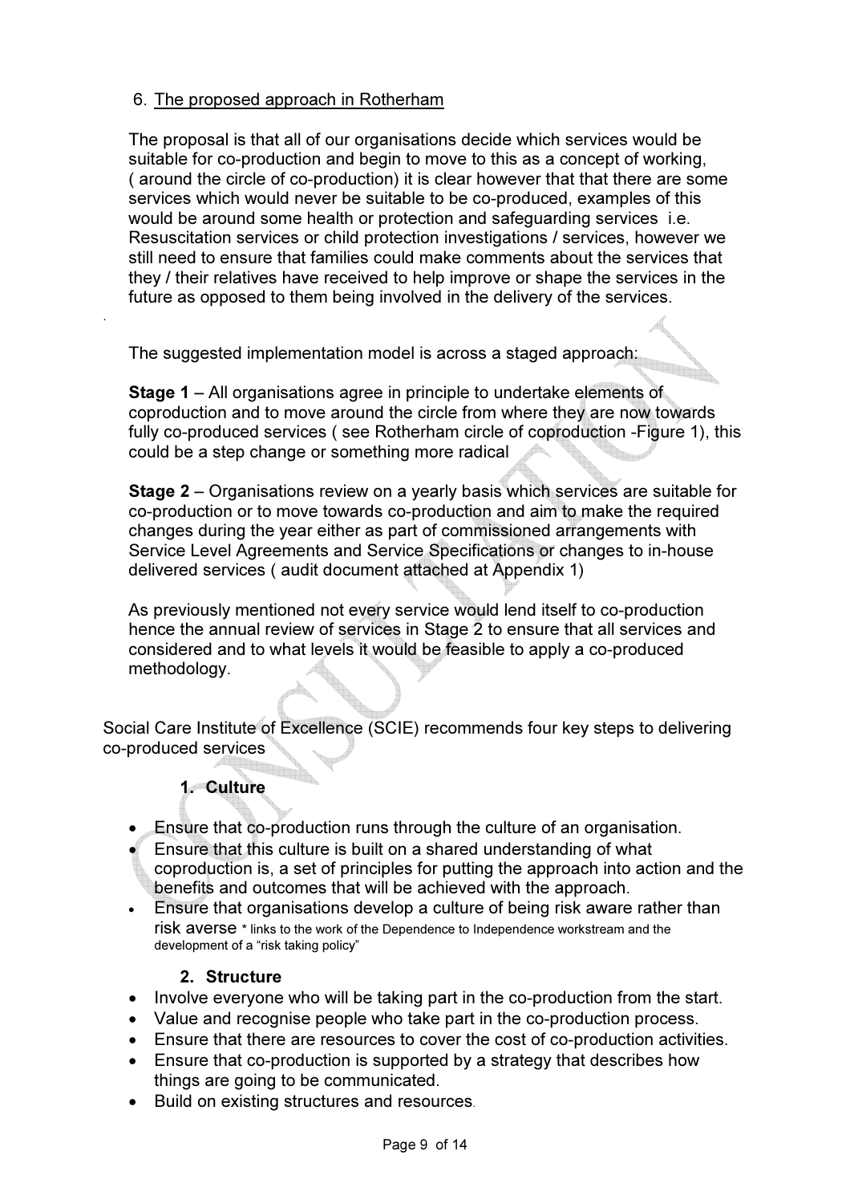## 6. The proposed approach in Rotherham

The proposal is that all of our organisations decide which services would be suitable for co-production and begin to move to this as a concept of working, ( around the circle of co-production) it is clear however that that there are some services which would never be suitable to be co-produced, examples of this would be around some health or protection and safeguarding services i.e. Resuscitation services or child protection investigations / services, however we still need to ensure that families could make comments about the services that they / their relatives have received to help improve or shape the services in the future as opposed to them being involved in the delivery of the services.

The suggested implementation model is across a staged approach:

**Stage 1** – All organisations agree in principle to undertake elements of coproduction and to move around the circle from where they are now towards fully co-produced services ( see Rotherham circle of coproduction -Figure 1), this could be a step change or something more radical

**Stage 2** – Organisations review on a yearly basis which services are suitable for co-production or to move towards co-production and aim to make the required changes during the year either as part of commissioned arrangements with Service Level Agreements and Service Specifications or changes to in-house delivered services ( audit document attached at Appendix 1)

As previously mentioned not every service would lend itself to co-production hence the annual review of services in Stage 2 to ensure that all services and considered and to what levels it would be feasible to apply a co-produced methodology.

Social Care Institute of Excellence (SCIE) recommends four key steps to delivering co-produced services

### 1. Culture

- Ensure that co-production runs through the culture of an organisation.
- Ensure that this culture is built on a shared understanding of what coproduction is, a set of principles for putting the approach into action and the benefits and outcomes that will be achieved with the approach.
- Ensure that organisations develop a culture of being risk aware rather than risk averse * links to the work of the Dependence to Independence workstream and the development of a "risk taking policy"

### 2. Structure

- Involve everyone who will be taking part in the co-production from the start.
- Value and recognise people who take part in the co-production process.
- Ensure that there are resources to cover the cost of co-production activities.
- Ensure that co-production is supported by a strategy that describes how things are going to be communicated.
- Build on existing structures and resources.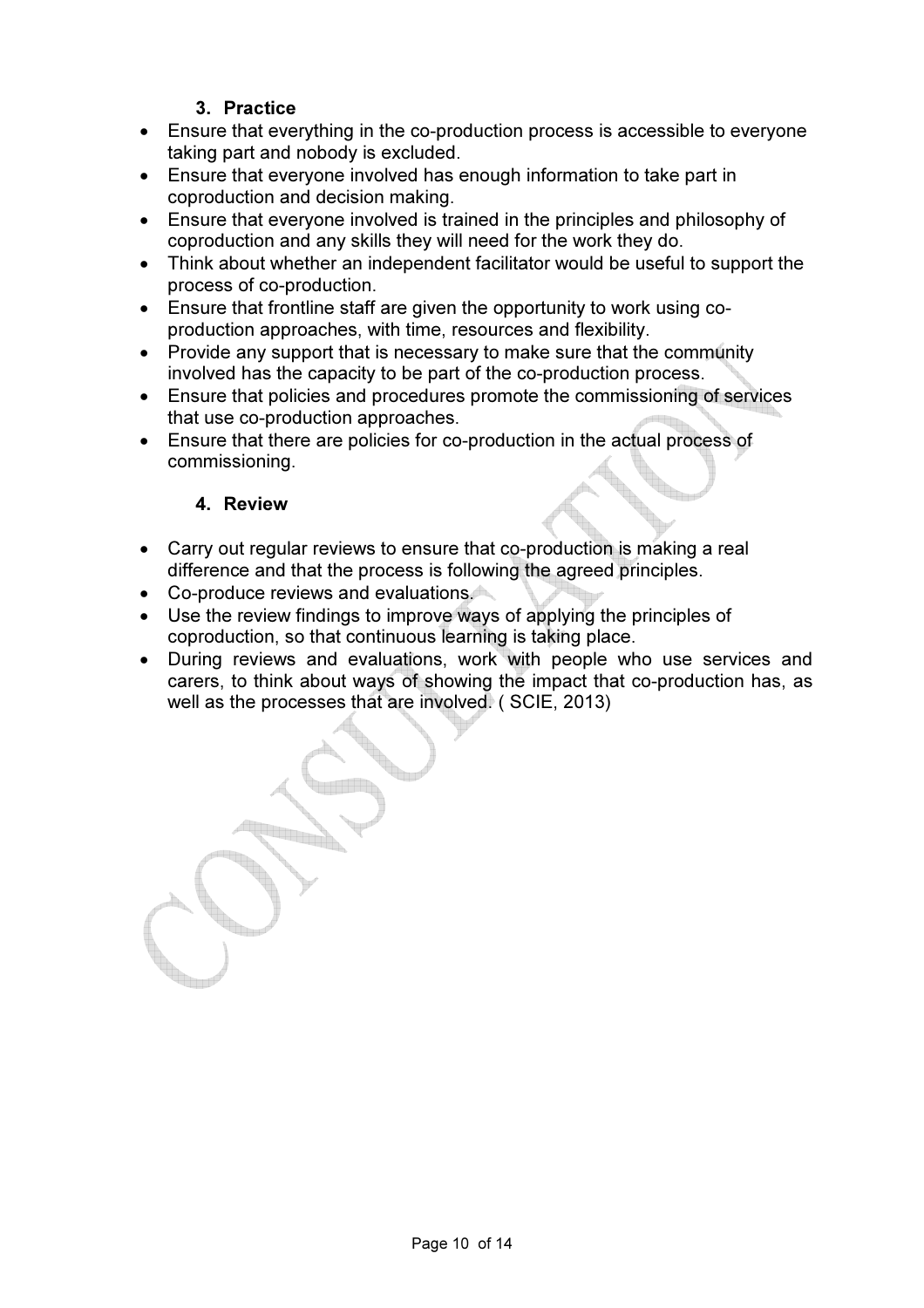### 3. Practice

- Ensure that everything in the co-production process is accessible to everyone taking part and nobody is excluded.
- Ensure that everyone involved has enough information to take part in coproduction and decision making.
- Ensure that everyone involved is trained in the principles and philosophy of coproduction and any skills they will need for the work they do.
- Think about whether an independent facilitator would be useful to support the process of co-production.
- Ensure that frontline staff are given the opportunity to work using co-production approaches, with time, resources and flexibility.
- Provide any support that is necessary to make sure that the community involved has the capacity to be part of the co-production process.
- Ensure that policies and procedures promote the commissioning of services that use co-production approaches.
- Ensure that there are policies for co-production in the actual process of commissioning.

### 4. Review

- Carry out regular reviews to ensure that co-production is making a real difference and that the process is following the agreed principles.
- Co-produce reviews and evaluations.
- Use the review findings to improve ways of applying the principles of coproduction, so that continuous learning is taking place.
- During reviews and evaluations, work with people who use services and carers, to think about ways of showing the impact that co-production has, as well as the processes that are involved. ( SCIE, 2013)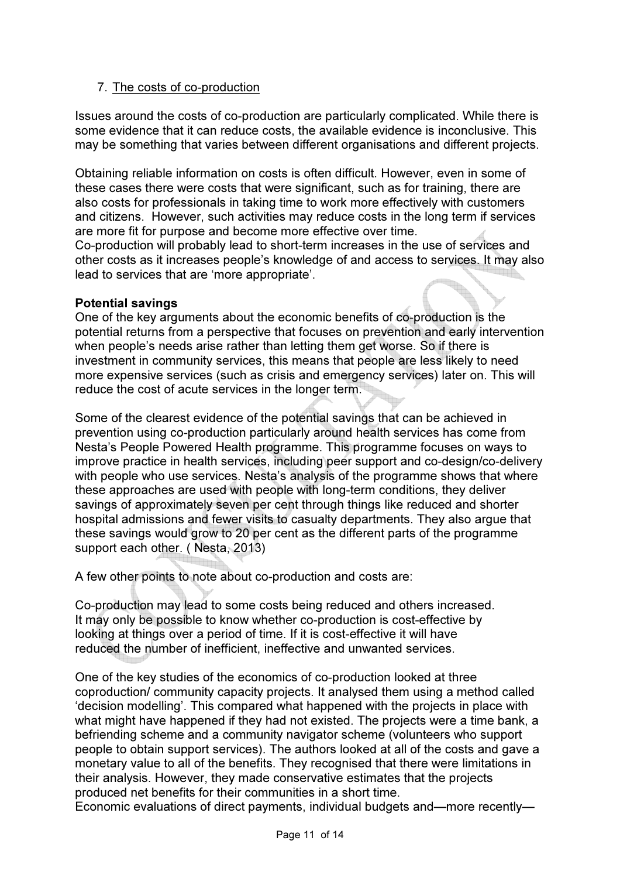7. The costs of co-production

Issues around the costs of co-production are particularly complicated. While there is some evidence that it can reduce costs, the available evidence is inconclusive. This may be something that varies between different organisations and different projects.

Obtaining reliable information on costs is often difficult. However, even in some of these cases there were costs that were significant, such as for training, there are also costs for professionals in taking time to work more effectively with customers and citizens. However, such activities may reduce costs in the long term if services are more fit for purpose and become more effective over time.
Co-production will probably lead to short-term increases in the use of services and other costs as it increases people's knowledge of and access to services. It may also lead to services that are 'more appropriate'.

**Potential savings**
One of the key arguments about the economic benefits of co-production is the potential returns from a perspective that focuses on prevention and early intervention when people's needs arise rather than letting them get worse. So if there is investment in community services, this means that people are less likely to need more expensive services (such as crisis and emergency services) later on. This will reduce the cost of acute services in the longer term.

Some of the clearest evidence of the potential savings that can be achieved in prevention using co-production particularly around health services has come from Nesta's People Powered Health programme. This programme focuses on ways to improve practice in health services, including peer support and co-design/co-delivery with people who use services. Nesta's analysis of the programme shows that where these approaches are used with people with long-term conditions, they deliver savings of approximately seven per cent through things like reduced and shorter hospital admissions and fewer visits to casualty departments. They also argue that these savings would grow to 20 per cent as the different parts of the programme support each other. ( Nesta, 2013)

A few other points to note about co-production and costs are:

Co-production may lead to some costs being reduced and others increased.
It may only be possible to know whether co-production is cost-effective by looking at things over a period of time. If it is cost-effective it will have reduced the number of inefficient, ineffective and unwanted services.

One of the key studies of the economics of co-production looked at three coproduction/ community capacity projects. It analysed them using a method called 'decision modelling'. This compared what happened with the projects in place with what might have happened if they had not existed. The projects were a time bank, a befriending scheme and a community navigator scheme (volunteers who support people to obtain support services). The authors looked at all of the costs and gave a monetary value to all of the benefits. They recognised that there were limitations in their analysis. However, they made conservative estimates that the projects produced net benefits for their communities in a short time.
Economic evaluations of direct payments, individual budgets and—more recently—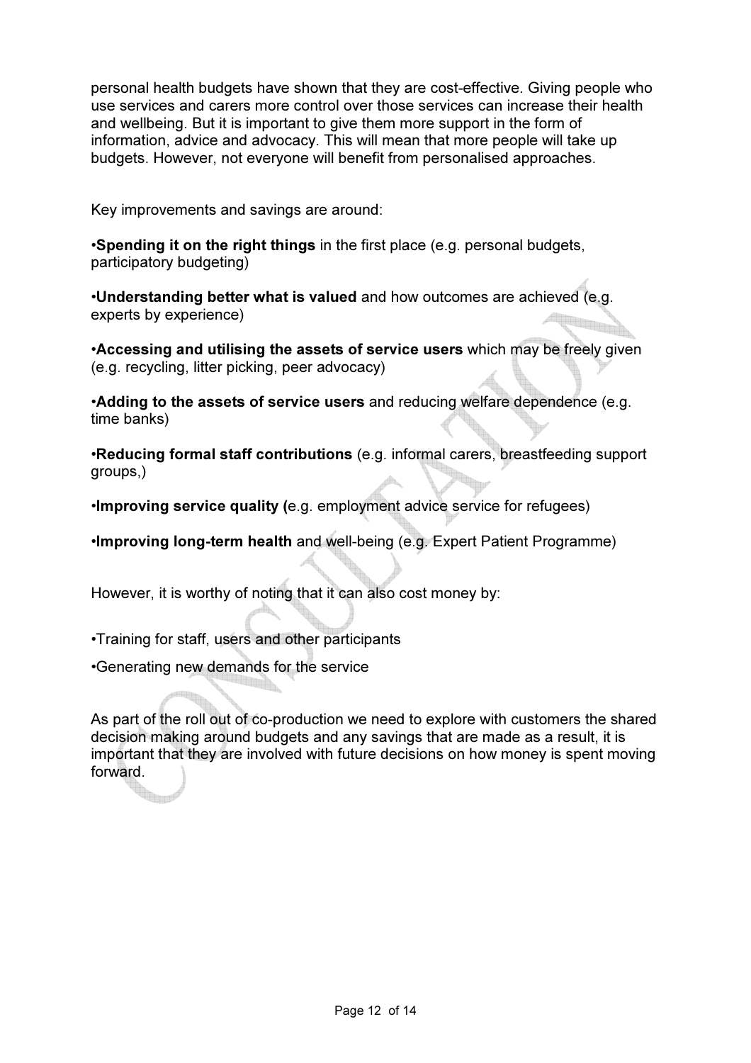personal health budgets have shown that they are cost-effective. Giving people who use services and carers more control over those services can increase their health and wellbeing. But it is important to give them more support in the form of information, advice and advocacy. This will mean that more people will take up budgets. However, not everyone will benefit from personalised approaches.

Key improvements and savings are around:

•**Spending it on the right things** in the first place (e.g. personal budgets, participatory budgeting)

•**Understanding better what is valued** and how outcomes are achieved (e.g. experts by experience)

•**Accessing and utilising the assets of service users** which may be freely given (e.g. recycling, litter picking, peer advocacy)

•**Adding to the assets of service users** and reducing welfare dependence (e.g. time banks)

•**Reducing formal staff contributions** (e.g. informal carers, breastfeeding support groups,)

•**Improving service quality (**e.g. employment advice service for refugees)

•**Improving long-term health** and well-being (e.g. Expert Patient Programme)

However, it is worthy of noting that it can also cost money by:

•Training for staff, users and other participants

•Generating new demands for the service

As part of the roll out of co-production we need to explore with customers the shared decision making around budgets and any savings that are made as a result, it is important that they are involved with future decisions on how money is spent moving forward.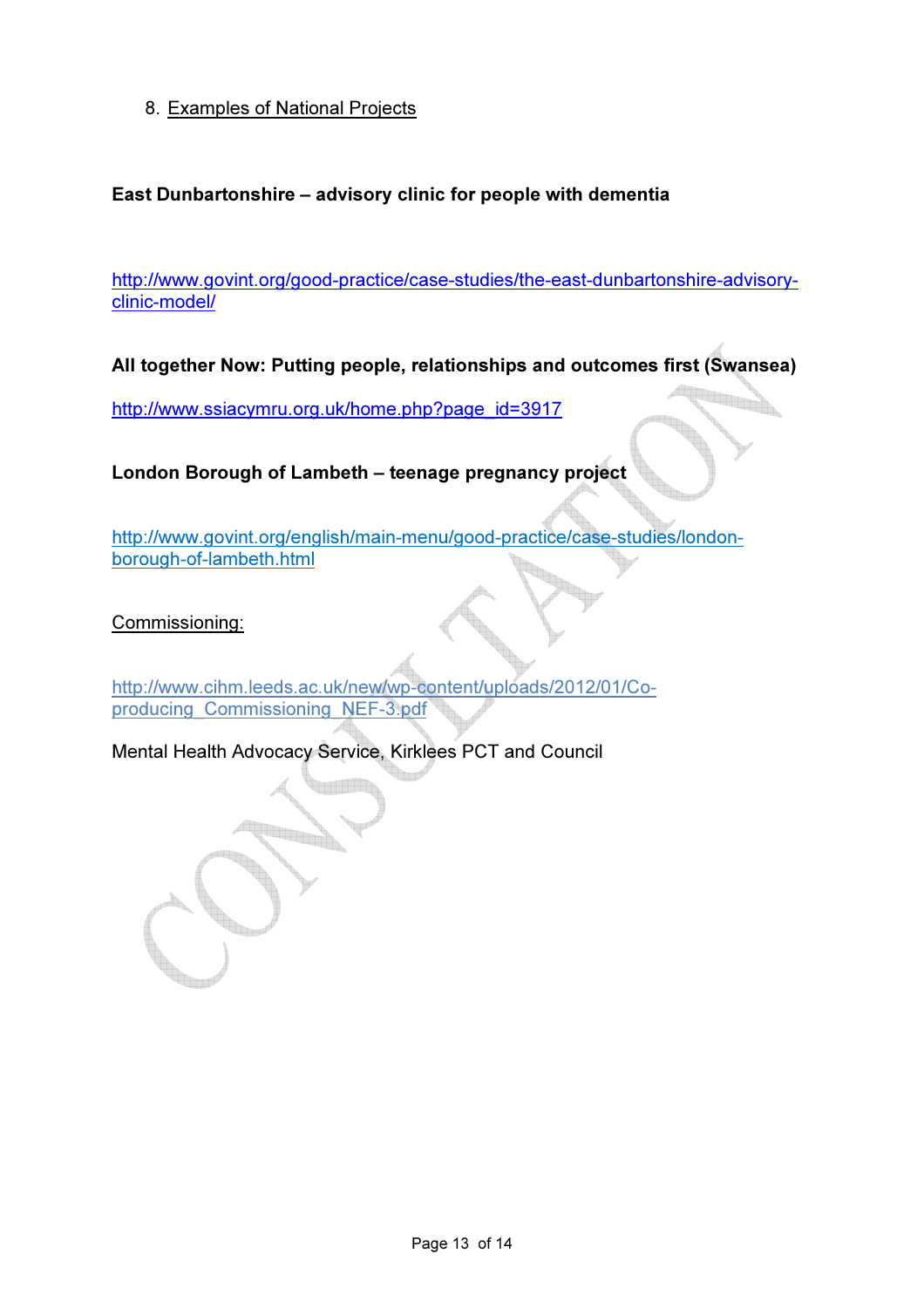## 8. Examples of National Projects

**East Dunbartonshire – advisory clinic for people with dementia**

http://www.govint.org/good-practice/case-studies/the-east-dunbartonshire-advisory-clinic-model/

**All together Now: Putting people, relationships and outcomes first (Swansea)**

http://www.ssiacymru.org.uk/home.php?page_id=3917

**London Borough of Lambeth – teenage pregnancy project**

http://www.govint.org/english/main-menu/good-practice/case-studies/london-borough-of-lambeth.html

Commissioning:

http://www.cihm.leeds.ac.uk/new/wp-content/uploads/2012/01/Co-producing_Commissioning_NEF-3.pdf

Mental Health Advocacy Service, Kirklees PCT and Council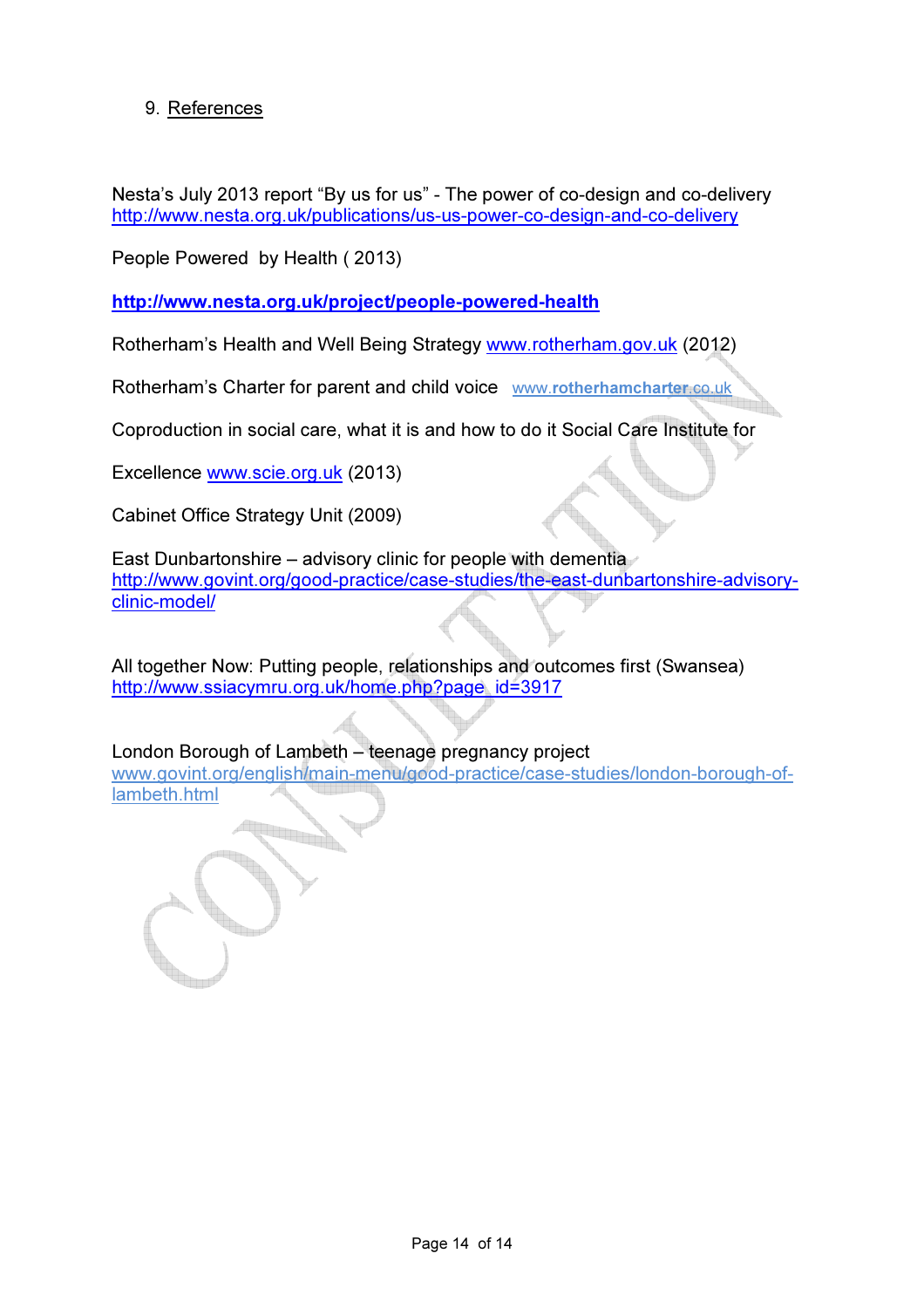## 9. References

Nesta's July 2013 report "By us for us" - The power of co-design and co-delivery
http://www.nesta.org.uk/publications/us-us-power-co-design-and-co-delivery

People Powered by Health ( 2013)

**http://www.nesta.org.uk/project/people-powered-health**

Rotherham's Health and Well Being Strategy www.rotherham.gov.uk (2012)

Rotherham's Charter for parent and child voice www.**rotherhamcharter**.co.uk

Coproduction in social care, what it is and how to do it Social Care Institute for

Excellence www.scie.org.uk (2013)

Cabinet Office Strategy Unit (2009)

East Dunbartonshire – advisory clinic for people with dementia
http://www.govint.org/good-practice/case-studies/the-east-dunbartonshire-advisory-clinic-model/

All together Now: Putting people, relationships and outcomes first (Swansea)
http://www.ssiacymru.org.uk/home.php?page_id=3917

London Borough of Lambeth – teenage pregnancy project
www.govint.org/english/main-menu/good-practice/case-studies/london-borough-of-lambeth.html